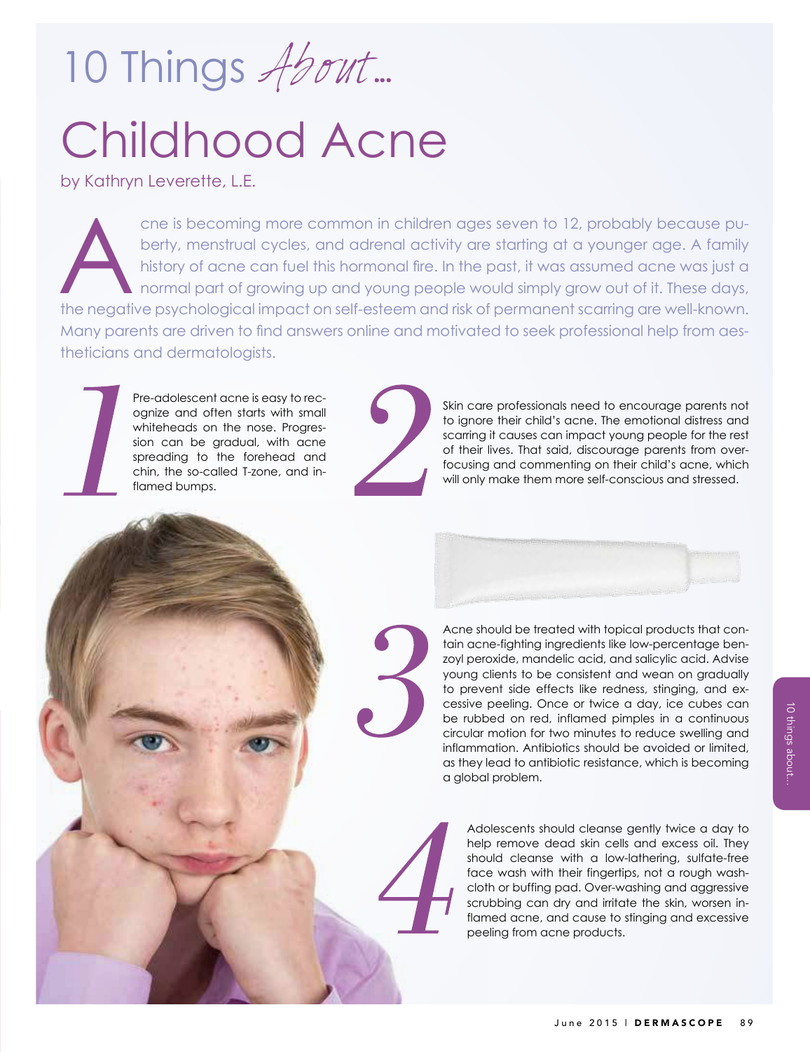# 10 Things *About...*

# Childhood Acne

by Kathryn Leverette, L.E.

Acne is becoming more common in children ages seven to 12, probably because puberty, menstrual cycles, and adrenal activity are starting at a younger age. A family history of acne can fuel this hormonal fire. In the past, it was assumed acne was just a normal part of growing up and young people would simply grow out of it. These days, the negative psychological impact on self-esteem and risk of permanent scarring are well-known. Many parents are driven to find answers online and motivated to seek professional help from aestheticians and dermatologists.

**1** Pre-adolescent acne is easy to recognize and often starts with small whiteheads on the nose. Progression can be gradual, with acne spreading to the forehead and chin, the so-called T-zone, and inflamed bumps.

**2** Skin care professionals need to encourage parents not to ignore their child's acne. The emotional distress and scarring it causes can impact young people for the rest of their lives. That said, discourage parents from overfocusing and commenting on their child's acne, which will only make them more self-conscious and stressed.

**3** Acne should be treated with topical products that contain acne-fighting ingredients like low-percentage benzoyl peroxide, mandelic acid, and salicylic acid. Advise young clients to be consistent and wean on gradually to prevent side effects like redness, stinging, and excessive peeling. Once or twice a day, ice cubes can be rubbed on red, inflamed pimples in a continuous circular motion for two minutes to reduce swelling and inflammation. Antibiotics should be avoided or limited, as they lead to antibiotic resistance, which is becoming a global problem.

**4** Adolescents should cleanse gently twice a day to help remove dead skin cells and excess oil. They should cleanse with a low-lathering, sulfate-free face wash with their fingertips, not a rough washcloth or buffing pad. Over-washing and aggressive scrubbing can dry and irritate the skin, worsen inflamed acne, and cause to stinging and excessive peeling from acne products.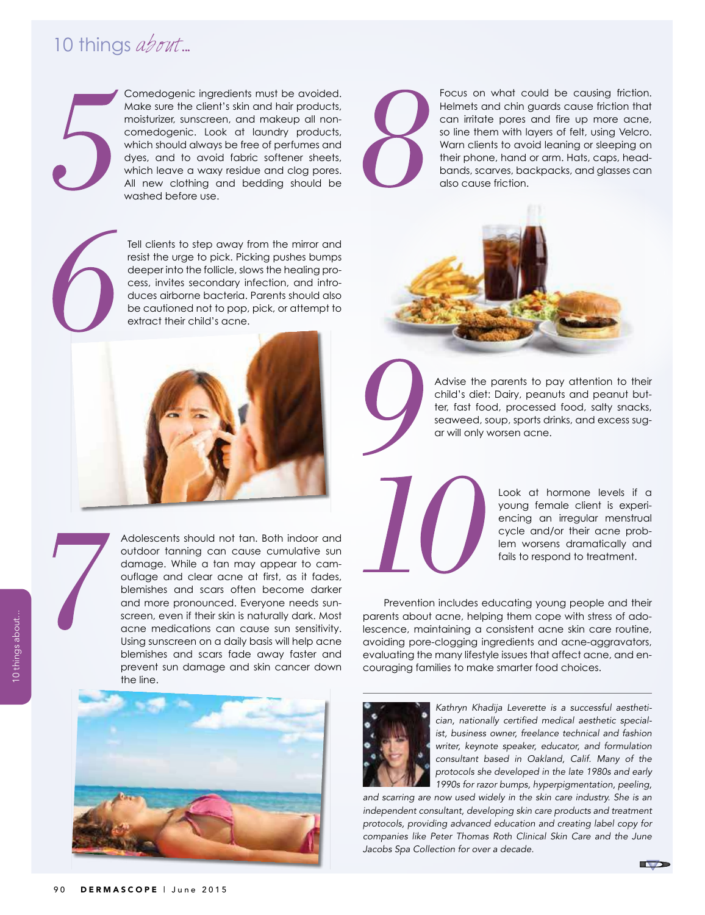## 10 things *about...*

**5** Comedogenic ingredients must be avoided. Make sure the client's skin and hair products, moisturizer, sunscreen, and makeup all non-comedogenic. Look at laundry products, which should always be free of perfumes and dyes, and to avoid fabric softener sheets, which leave a waxy residue and clog pores. All new clothing and bedding should be washed before use.

**6** Tell clients to step away from the mirror and resist the urge to pick. Picking pushes bumps deeper into the follicle, slows the healing process, invites secondary infection, and introduces airborne bacteria. Parents should also be cautioned not to pop, pick, or attempt to extract their child's acne.

**7** Adolescents should not tan. Both indoor and outdoor tanning can cause cumulative sun damage. While a tan may appear to camouflage and clear acne at first, as it fades, blemishes and scars often become darker and more pronounced. Everyone needs sunscreen, even if their skin is naturally dark. Most acne medications can cause sun sensitivity. Using sunscreen on a daily basis will help acne blemishes and scars fade away faster and prevent sun damage and skin cancer down the line.

**8** Focus on what could be causing friction. Helmets and chin guards cause friction that can irritate pores and fire up more acne, so line them with layers of felt, using Velcro. Warn clients to avoid leaning or sleeping on their phone, hand or arm. Hats, caps, headbands, scarves, backpacks, and glasses can also cause friction.

**9** Advise the parents to pay attention to their child's diet: Dairy, peanuts and peanut butter, fast food, processed food, salty snacks, seaweed, soup, sports drinks, and excess sugar will only worsen acne.

**10** Look at hormone levels if a young female client is experiencing an irregular menstrual cycle and/or their acne problem worsens dramatically and fails to respond to treatment.

Prevention includes educating young people and their parents about acne, helping them cope with stress of adolescence, maintaining a consistent acne skin care routine, avoiding pore-clogging ingredients and acne-aggravators, evaluating the many lifestyle issues that affect acne, and encouraging families to make smarter food choices.

---

*Kathryn Khadija Leverette is a successful aesthetician, nationally certified medical aesthetic specialist, business owner, freelance technical and fashion writer, keynote speaker, educator, and formulation consultant based in Oakland, Calif. Many of the protocols she developed in the late 1980s and early 1990s for razor bumps, hyperpigmentation, peeling, and scarring are now used widely in the skin care industry. She is an independent consultant, developing skin care products and treatment protocols, providing advanced education and creating label copy for companies like Peter Thomas Roth Clinical Skin Care and the June Jacobs Spa Collection for over a decade.*